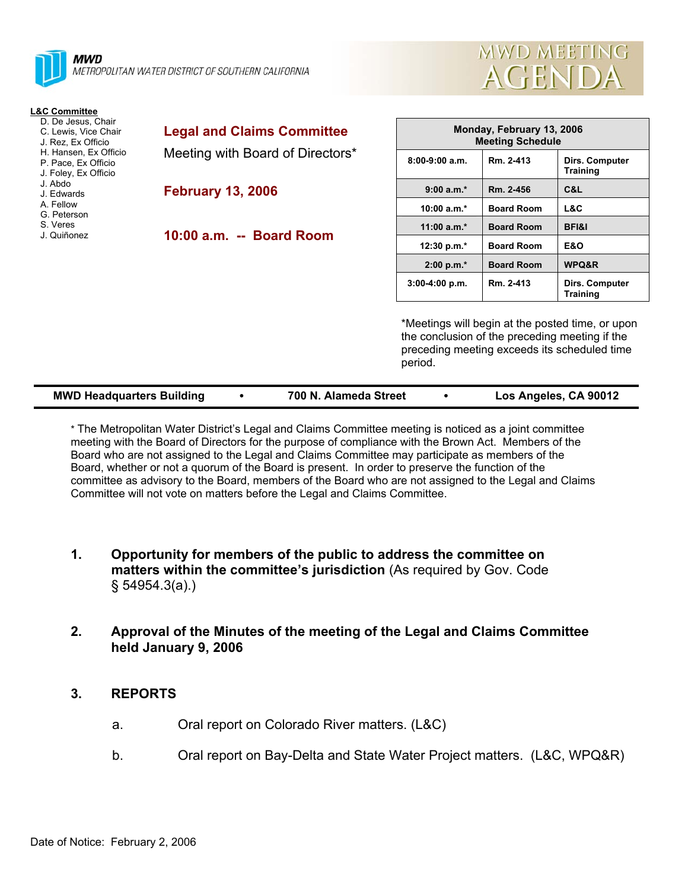**MWD**
METROPOLITAN WATER DISTRICT OF SOUTHERN CALIFORNIA

# MWD MEETING AGENDA

**L&C Committee**
- D. De Jesus, Chair
- C. Lewis, Vice Chair
- J. Rez, Ex Officio
- H. Hansen, Ex Officio
- P. Pace, Ex Officio
- J. Foley, Ex Officio
- J. Abdo
- J. Edwards
- A. Fellow
- G. Peterson
- S. Veres
- J. Quiñonez

## Legal and Claims Committee

Meeting with Board of Directors*

**February 13, 2006**

**10:00 a.m. -- Board Room**

| Monday, February 13, 2006 Meeting Schedule | | |
|---|---|---|
| 8:00-9:00 a.m. | Rm. 2-413 | Dirs. Computer Training |
| 9:00 a.m.* | Rm. 2-456 | C&L |
| 10:00 a.m.* | Board Room | L&C |
| 11:00 a.m.* | Board Room | BFI&I |
| 12:30 p.m.* | Board Room | E&O |
| 2:00 p.m.* | Board Room | WPQ&R |
| 3:00-4:00 p.m. | Rm. 2-413 | Dirs. Computer Training |

*Meetings will begin at the posted time, or upon the conclusion of the preceding meeting if the preceding meeting exceeds its scheduled time period.

**MWD Headquarters Building • 700 N. Alameda Street • Los Angeles, CA 90012**

* The Metropolitan Water District's Legal and Claims Committee meeting is noticed as a joint committee meeting with the Board of Directors for the purpose of compliance with the Brown Act. Members of the Board who are not assigned to the Legal and Claims Committee may participate as members of the Board, whether or not a quorum of the Board is present. In order to preserve the function of the committee as advisory to the Board, members of the Board who are not assigned to the Legal and Claims Committee will not vote on matters before the Legal and Claims Committee.

1. **Opportunity for members of the public to address the committee on matters within the committee's jurisdiction** (As required by Gov. Code § 54954.3(a).)

2. **Approval of the Minutes of the meeting of the Legal and Claims Committee held January 9, 2006**

3. **REPORTS**

   a. Oral report on Colorado River matters. (L&C)

   b. Oral report on Bay-Delta and State Water Project matters. (L&C, WPQ&R)

Date of Notice: February 2, 2006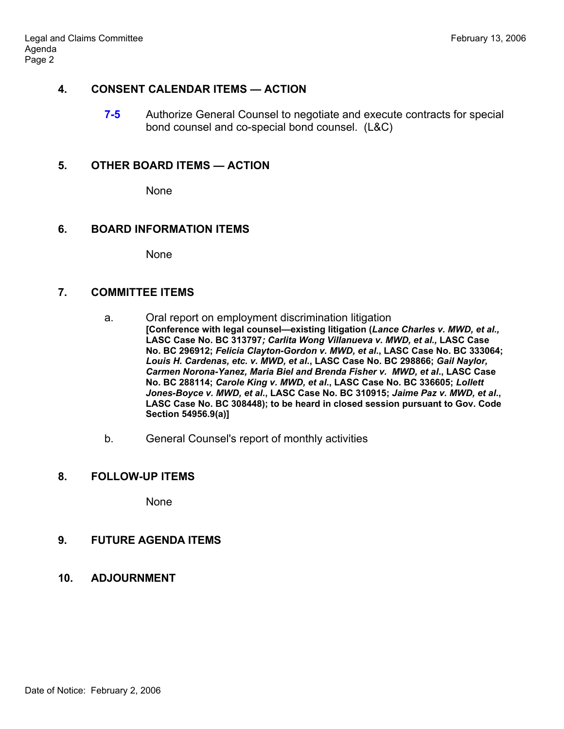## 4. CONSENT CALENDAR ITEMS — ACTION

**7-5** Authorize General Counsel to negotiate and execute contracts for special bond counsel and co-special bond counsel. (L&C)

## 5. OTHER BOARD ITEMS — ACTION

None

## 6. BOARD INFORMATION ITEMS

None

## 7. COMMITTEE ITEMS

a. Oral report on employment discrimination litigation
**[Conference with legal counsel—existing litigation (*Lance Charles v. MWD, et al.,* LASC Case No. BC 313797*; Carlita Wong Villanueva v. MWD, et al.,* LASC Case No. BC 296912; *Felicia Clayton-Gordon v. MWD, et al*., LASC Case No. BC 333064; *Louis H. Cardenas, etc. v. MWD, et al*., LASC Case No. BC 298866; *Gail Naylor, Carmen Norona-Yanez, Maria Biel and Brenda Fisher v. MWD, et al*., LASC Case No. BC 288114; *Carole King v. MWD, et al*., LASC Case No. BC 336605; *Lollett Jones-Boyce v. MWD, et al*., LASC Case No. BC 310915; *Jaime Paz v. MWD, et al*., LASC Case No. BC 308448); to be heard in closed session pursuant to Gov. Code Section 54956.9(a)]**

b. General Counsel's report of monthly activities

## 8. FOLLOW-UP ITEMS

None

## 9. FUTURE AGENDA ITEMS

## 10. ADJOURNMENT

Date of Notice: February 2, 2006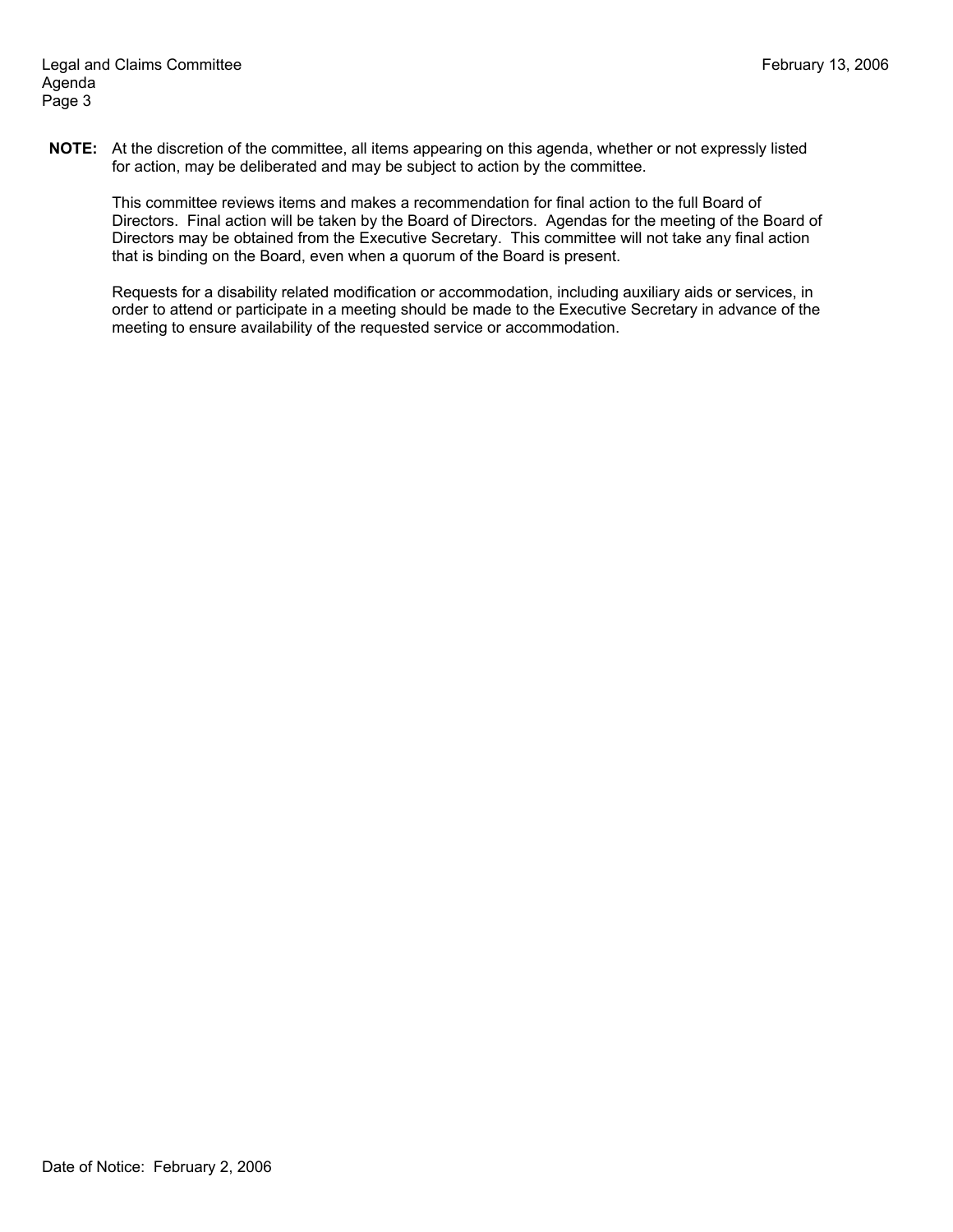**NOTE:** At the discretion of the committee, all items appearing on this agenda, whether or not expressly listed for action, may be deliberated and may be subject to action by the committee.

This committee reviews items and makes a recommendation for final action to the full Board of Directors. Final action will be taken by the Board of Directors. Agendas for the meeting of the Board of Directors may be obtained from the Executive Secretary. This committee will not take any final action that is binding on the Board, even when a quorum of the Board is present.

Requests for a disability related modification or accommodation, including auxiliary aids or services, in order to attend or participate in a meeting should be made to the Executive Secretary in advance of the meeting to ensure availability of the requested service or accommodation.

Date of Notice: February 2, 2006